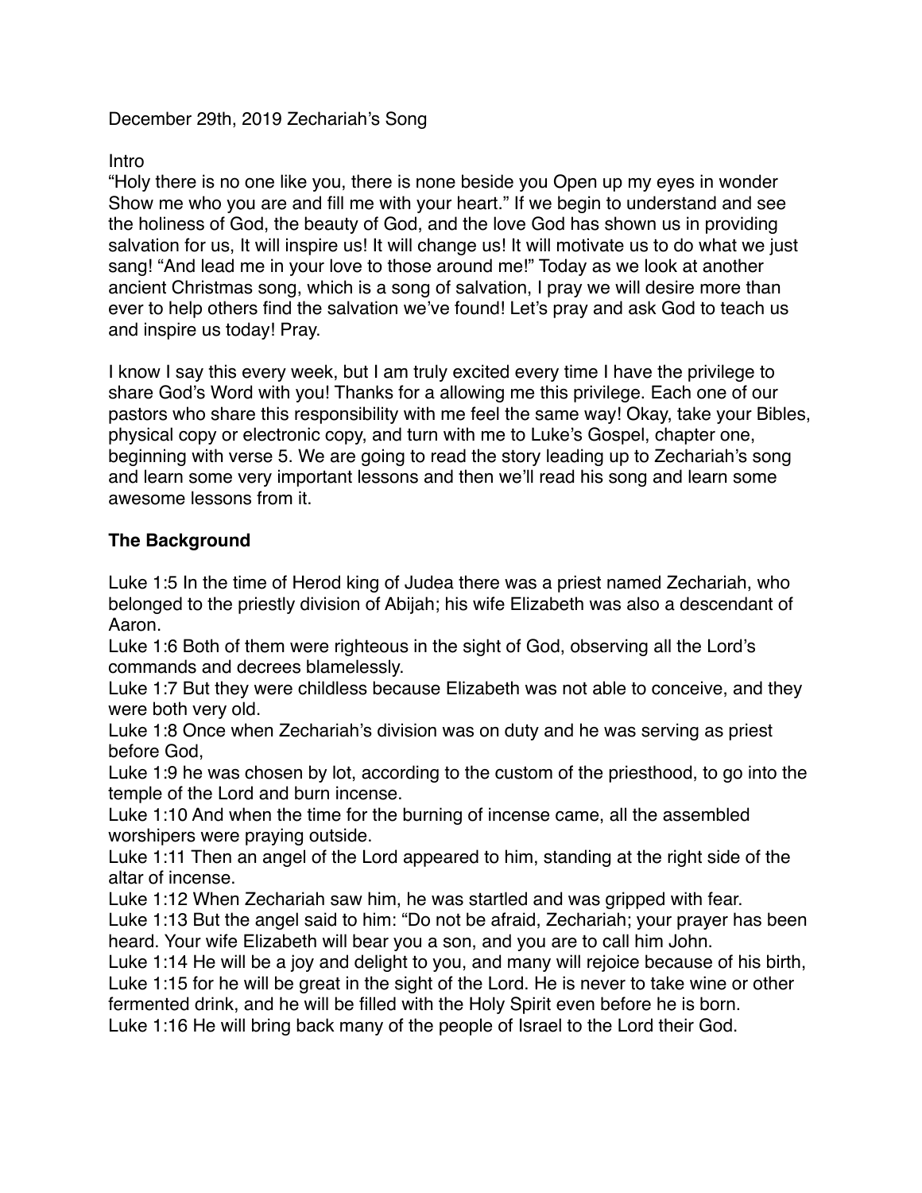December 29th, 2019 Zechariah's Song

Intro

"Holy there is no one like you, there is none beside you Open up my eyes in wonder Show me who you are and fill me with your heart." If we begin to understand and see the holiness of God, the beauty of God, and the love God has shown us in providing salvation for us, It will inspire us! It will change us! It will motivate us to do what we just sang! "And lead me in your love to those around me!" Today as we look at another ancient Christmas song, which is a song of salvation, I pray we will desire more than ever to help others find the salvation we've found! Let's pray and ask God to teach us and inspire us today! Pray.

I know I say this every week, but I am truly excited every time I have the privilege to share God's Word with you! Thanks for a allowing me this privilege. Each one of our pastors who share this responsibility with me feel the same way! Okay, take your Bibles, physical copy or electronic copy, and turn with me to Luke's Gospel, chapter one, beginning with verse 5. We are going to read the story leading up to Zechariah's song and learn some very important lessons and then we'll read his song and learn some awesome lessons from it.

**The Background**

Luke 1:5 In the time of Herod king of Judea there was a priest named Zechariah, who belonged to the priestly division of Abijah; his wife Elizabeth was also a descendant of Aaron.
Luke 1:6 Both of them were righteous in the sight of God, observing all the Lord's commands and decrees blamelessly.
Luke 1:7 But they were childless because Elizabeth was not able to conceive, and they were both very old.
Luke 1:8 Once when Zechariah's division was on duty and he was serving as priest before God,
Luke 1:9 he was chosen by lot, according to the custom of the priesthood, to go into the temple of the Lord and burn incense.
Luke 1:10 And when the time for the burning of incense came, all the assembled worshipers were praying outside.
Luke 1:11 Then an angel of the Lord appeared to him, standing at the right side of the altar of incense.
Luke 1:12 When Zechariah saw him, he was startled and was gripped with fear.
Luke 1:13 But the angel said to him: "Do not be afraid, Zechariah; your prayer has been heard. Your wife Elizabeth will bear you a son, and you are to call him John.
Luke 1:14 He will be a joy and delight to you, and many will rejoice because of his birth,
Luke 1:15 for he will be great in the sight of the Lord. He is never to take wine or other fermented drink, and he will be filled with the Holy Spirit even before he is born.
Luke 1:16 He will bring back many of the people of Israel to the Lord their God.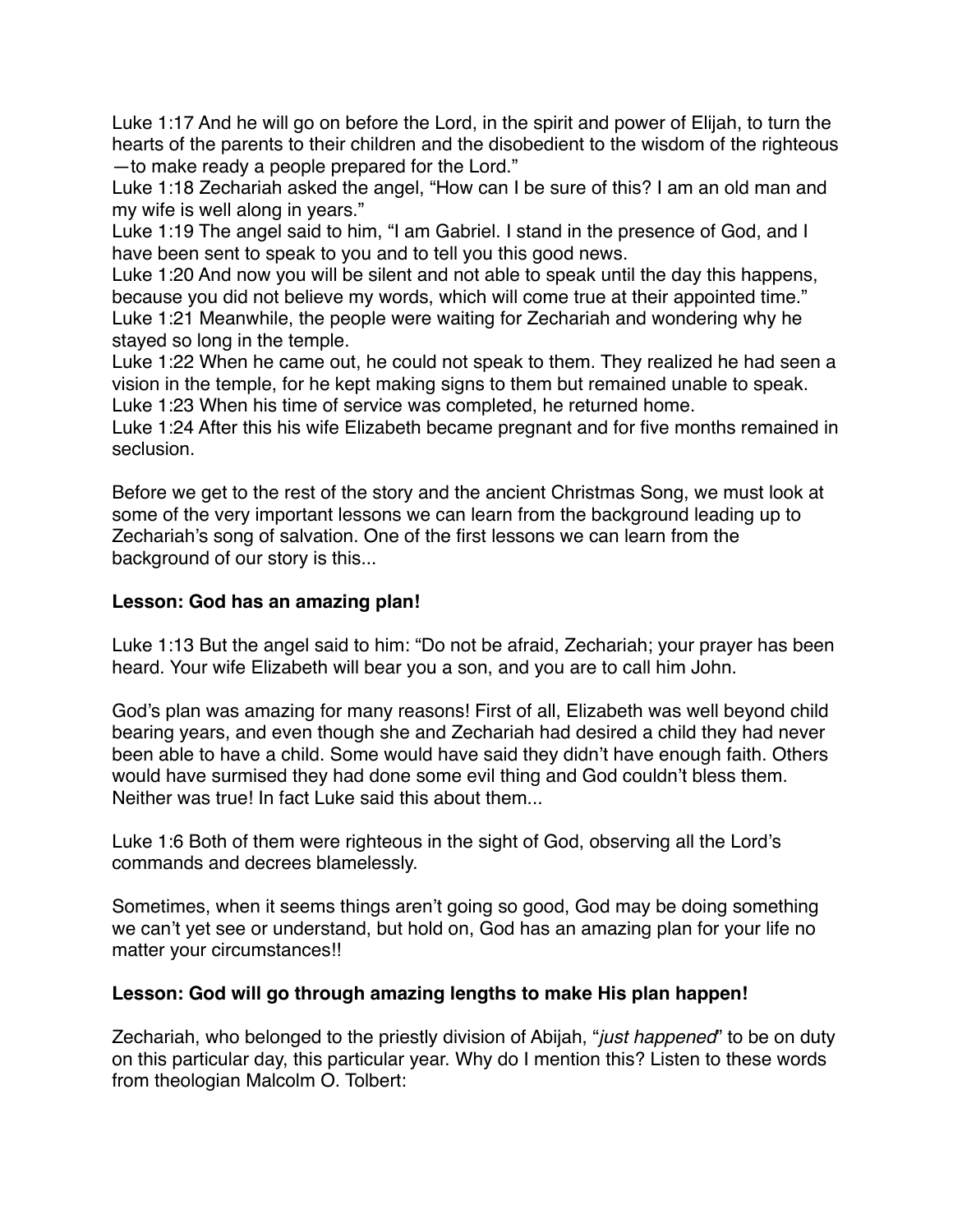Luke 1:17 And he will go on before the Lord, in the spirit and power of Elijah, to turn the hearts of the parents to their children and the disobedient to the wisdom of the righteous —to make ready a people prepared for the Lord."

Luke 1:18 Zechariah asked the angel, "How can I be sure of this? I am an old man and my wife is well along in years."

Luke 1:19 The angel said to him, "I am Gabriel. I stand in the presence of God, and I have been sent to speak to you and to tell you this good news.

Luke 1:20 And now you will be silent and not able to speak until the day this happens, because you did not believe my words, which will come true at their appointed time."

Luke 1:21 Meanwhile, the people were waiting for Zechariah and wondering why he stayed so long in the temple.

Luke 1:22 When he came out, he could not speak to them. They realized he had seen a vision in the temple, for he kept making signs to them but remained unable to speak.

Luke 1:23 When his time of service was completed, he returned home.

Luke 1:24 After this his wife Elizabeth became pregnant and for five months remained in seclusion.

Before we get to the rest of the story and the ancient Christmas Song, we must look at some of the very important lessons we can learn from the background leading up to Zechariah's song of salvation. One of the first lessons we can learn from the background of our story is this...

**Lesson: God has an amazing plan!**

Luke 1:13 But the angel said to him: "Do not be afraid, Zechariah; your prayer has been heard. Your wife Elizabeth will bear you a son, and you are to call him John.

God's plan was amazing for many reasons! First of all, Elizabeth was well beyond child bearing years, and even though she and Zechariah had desired a child they had never been able to have a child. Some would have said they didn't have enough faith. Others would have surmised they had done some evil thing and God couldn't bless them. Neither was true! In fact Luke said this about them...

Luke 1:6 Both of them were righteous in the sight of God, observing all the Lord's commands and decrees blamelessly.

Sometimes, when it seems things aren't going so good, God may be doing something we can't yet see or understand, but hold on, God has an amazing plan for your life no matter your circumstances!!

**Lesson: God will go through amazing lengths to make His plan happen!**

Zechariah, who belonged to the priestly division of Abijah, "*just happened*" to be on duty on this particular day, this particular year. Why do I mention this? Listen to these words from theologian Malcolm O. Tolbert: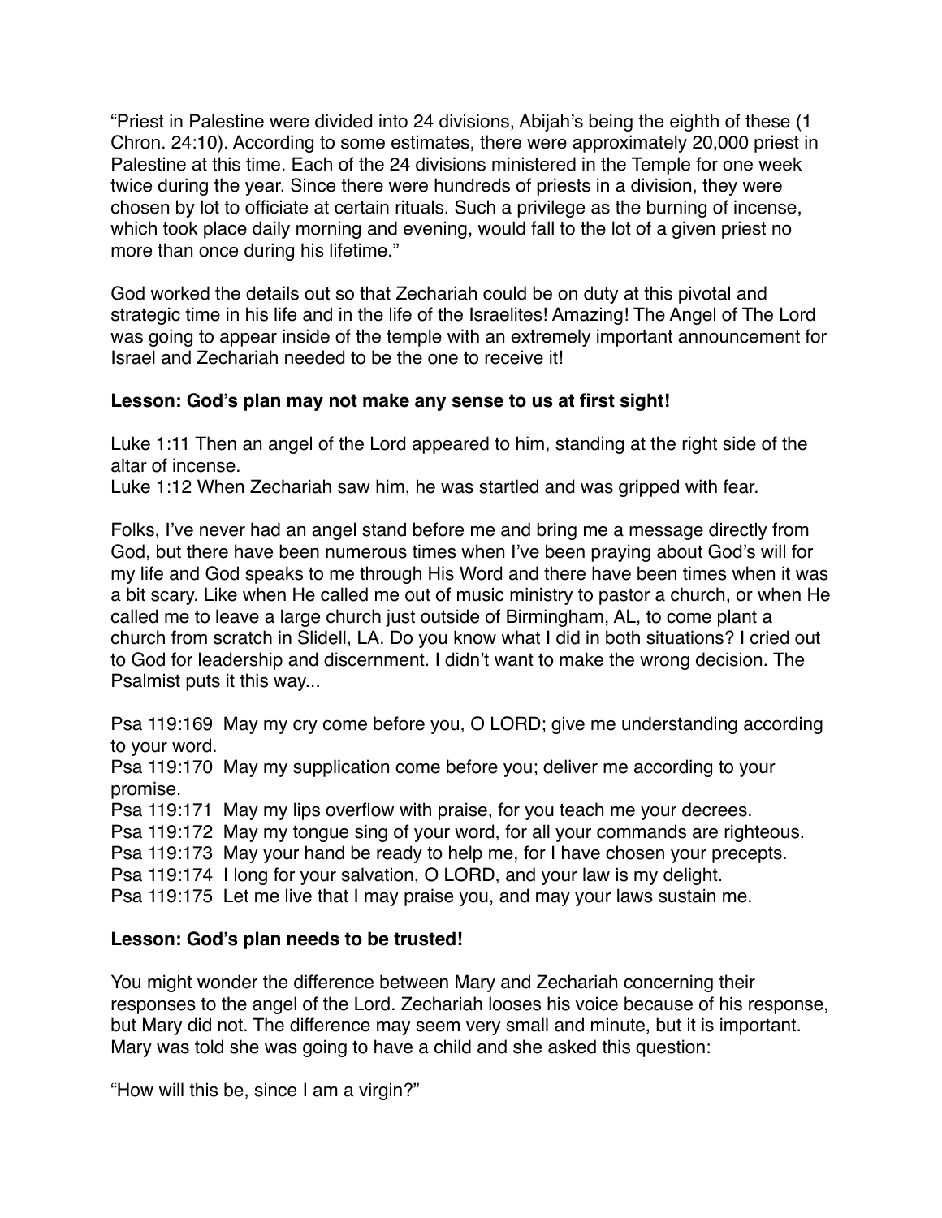"Priest in Palestine were divided into 24 divisions, Abijah's being the eighth of these (1 Chron. 24:10). According to some estimates, there were approximately 20,000 priest in Palestine at this time. Each of the 24 divisions ministered in the Temple for one week twice during the year. Since there were hundreds of priests in a division, they were chosen by lot to officiate at certain rituals. Such a privilege as the burning of incense, which took place daily morning and evening, would fall to the lot of a given priest no more than once during his lifetime."

God worked the details out so that Zechariah could be on duty at this pivotal and strategic time in his life and in the life of the Israelites! Amazing! The Angel of The Lord was going to appear inside of the temple with an extremely important announcement for Israel and Zechariah needed to be the one to receive it!

**Lesson: God's plan may not make any sense to us at first sight!**

Luke 1:11 Then an angel of the Lord appeared to him, standing at the right side of the altar of incense.
Luke 1:12 When Zechariah saw him, he was startled and was gripped with fear.

Folks, I've never had an angel stand before me and bring me a message directly from God, but there have been numerous times when I've been praying about God's will for my life and God speaks to me through His Word and there have been times when it was a bit scary. Like when He called me out of music ministry to pastor a church, or when He called me to leave a large church just outside of Birmingham, AL, to come plant a church from scratch in Slidell, LA. Do you know what I did in both situations? I cried out to God for leadership and discernment. I didn't want to make the wrong decision. The Psalmist puts it this way...

Psa 119:169 May my cry come before you, O LORD; give me understanding according to your word.
Psa 119:170 May my supplication come before you; deliver me according to your promise.
Psa 119:171 May my lips overflow with praise, for you teach me your decrees.
Psa 119:172 May my tongue sing of your word, for all your commands are righteous.
Psa 119:173 May your hand be ready to help me, for I have chosen your precepts.
Psa 119:174 I long for your salvation, O LORD, and your law is my delight.
Psa 119:175 Let me live that I may praise you, and may your laws sustain me.

**Lesson: God's plan needs to be trusted!**

You might wonder the difference between Mary and Zechariah concerning their responses to the angel of the Lord. Zechariah looses his voice because of his response, but Mary did not. The difference may seem very small and minute, but it is important. Mary was told she was going to have a child and she asked this question:

"How will this be, since I am a virgin?"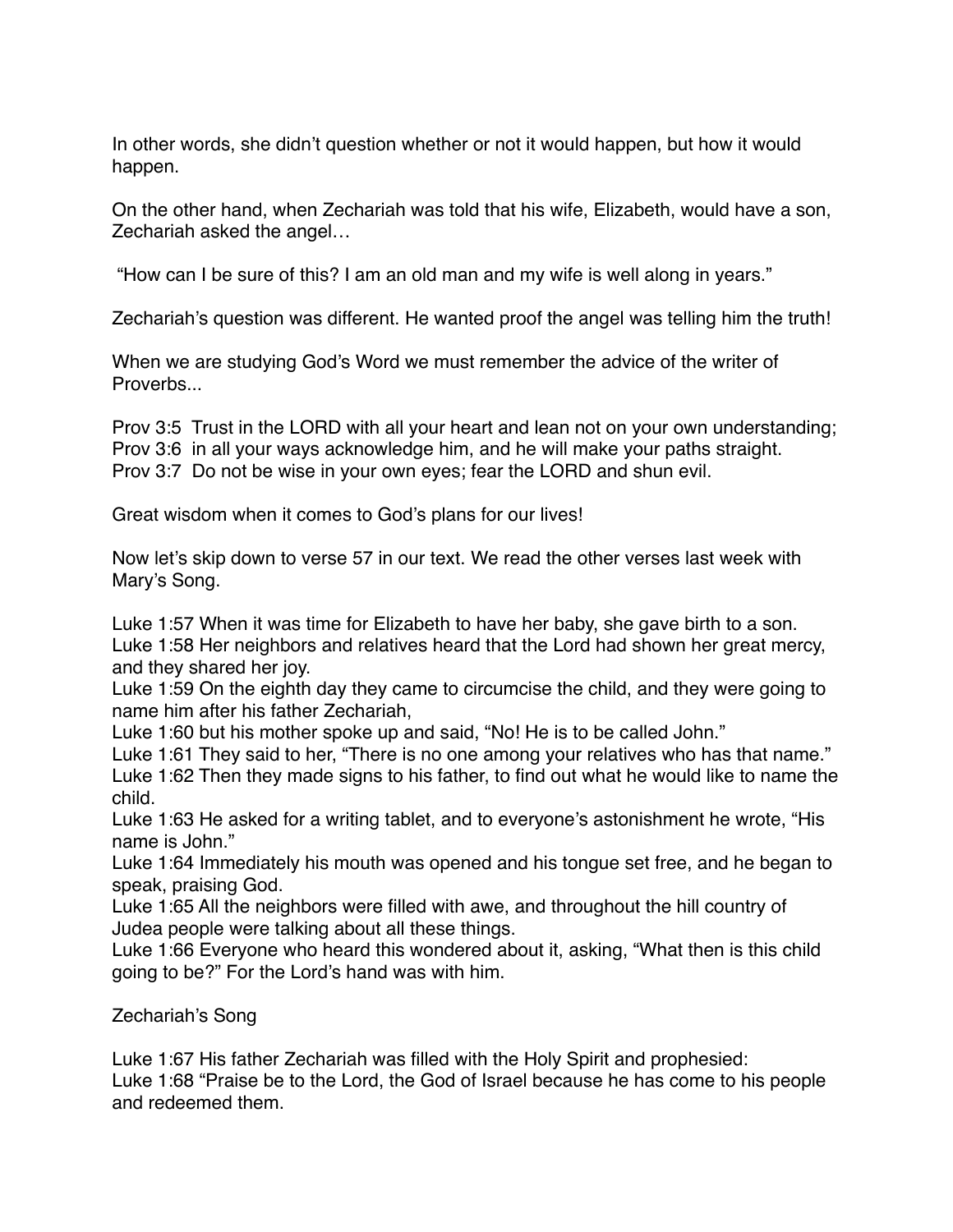In other words, she didn't question whether or not it would happen, but how it would happen.

On the other hand, when Zechariah was told that his wife, Elizabeth, would have a son, Zechariah asked the angel…

"How can I be sure of this? I am an old man and my wife is well along in years."

Zechariah's question was different. He wanted proof the angel was telling him the truth!

When we are studying God's Word we must remember the advice of the writer of Proverbs...

Prov 3:5 Trust in the LORD with all your heart and lean not on your own understanding;
Prov 3:6 in all your ways acknowledge him, and he will make your paths straight.
Prov 3:7 Do not be wise in your own eyes; fear the LORD and shun evil.

Great wisdom when it comes to God's plans for our lives!

Now let's skip down to verse 57 in our text. We read the other verses last week with Mary's Song.

Luke 1:57 When it was time for Elizabeth to have her baby, she gave birth to a son.
Luke 1:58 Her neighbors and relatives heard that the Lord had shown her great mercy, and they shared her joy.
Luke 1:59 On the eighth day they came to circumcise the child, and they were going to name him after his father Zechariah,
Luke 1:60 but his mother spoke up and said, "No! He is to be called John."
Luke 1:61 They said to her, "There is no one among your relatives who has that name."
Luke 1:62 Then they made signs to his father, to find out what he would like to name the child.
Luke 1:63 He asked for a writing tablet, and to everyone's astonishment he wrote, "His name is John."
Luke 1:64 Immediately his mouth was opened and his tongue set free, and he began to speak, praising God.
Luke 1:65 All the neighbors were filled with awe, and throughout the hill country of Judea people were talking about all these things.
Luke 1:66 Everyone who heard this wondered about it, asking, "What then is this child going to be?" For the Lord's hand was with him.

Zechariah's Song

Luke 1:67 His father Zechariah was filled with the Holy Spirit and prophesied:
Luke 1:68 "Praise be to the Lord, the God of Israel because he has come to his people and redeemed them.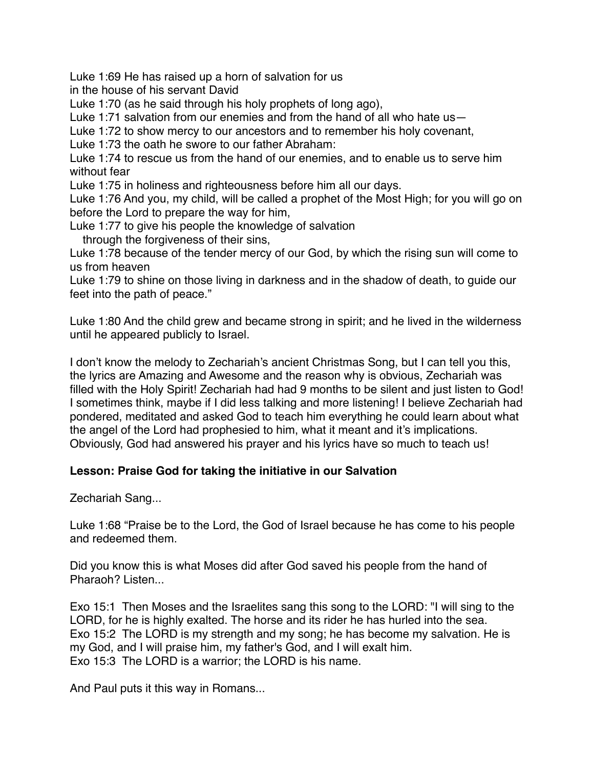Luke 1:69 He has raised up a horn of salvation for us
in the house of his servant David
Luke 1:70 (as he said through his holy prophets of long ago),
Luke 1:71 salvation from our enemies and from the hand of all who hate us—
Luke 1:72 to show mercy to our ancestors and to remember his holy covenant,
Luke 1:73 the oath he swore to our father Abraham:
Luke 1:74 to rescue us from the hand of our enemies, and to enable us to serve him without fear
Luke 1:75 in holiness and righteousness before him all our days.
Luke 1:76 And you, my child, will be called a prophet of the Most High; for you will go on before the Lord to prepare the way for him,
Luke 1:77 to give his people the knowledge of salvation
   through the forgiveness of their sins,
Luke 1:78 because of the tender mercy of our God, by which the rising sun will come to us from heaven
Luke 1:79 to shine on those living in darkness and in the shadow of death, to guide our feet into the path of peace."

Luke 1:80 And the child grew and became strong in spirit; and he lived in the wilderness until he appeared publicly to Israel.

I don't know the melody to Zechariah's ancient Christmas Song, but I can tell you this, the lyrics are Amazing and Awesome and the reason why is obvious, Zechariah was filled with the Holy Spirit! Zechariah had had 9 months to be silent and just listen to God! I sometimes think, maybe if I did less talking and more listening! I believe Zechariah had pondered, meditated and asked God to teach him everything he could learn about what the angel of the Lord had prophesied to him, what it meant and it's implications. Obviously, God had answered his prayer and his lyrics have so much to teach us!

**Lesson: Praise God for taking the initiative in our Salvation**

Zechariah Sang...

Luke 1:68 "Praise be to the Lord, the God of Israel because he has come to his people and redeemed them.

Did you know this is what Moses did after God saved his people from the hand of Pharaoh? Listen...

Exo 15:1 Then Moses and the Israelites sang this song to the LORD: "I will sing to the LORD, for he is highly exalted. The horse and its rider he has hurled into the sea.
Exo 15:2 The LORD is my strength and my song; he has become my salvation. He is my God, and I will praise him, my father's God, and I will exalt him.
Exo 15:3 The LORD is a warrior; the LORD is his name.

And Paul puts it this way in Romans...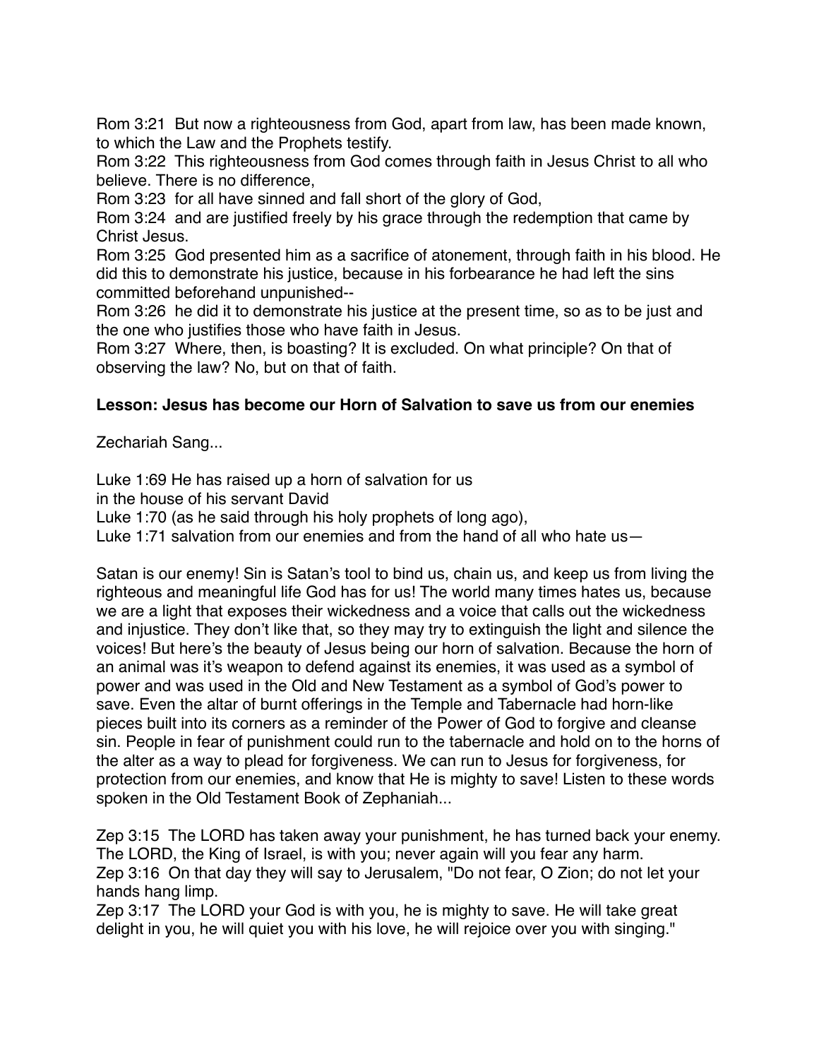Rom 3:21 But now a righteousness from God, apart from law, has been made known, to which the Law and the Prophets testify.
Rom 3:22 This righteousness from God comes through faith in Jesus Christ to all who believe. There is no difference,
Rom 3:23 for all have sinned and fall short of the glory of God,
Rom 3:24 and are justified freely by his grace through the redemption that came by Christ Jesus.
Rom 3:25 God presented him as a sacrifice of atonement, through faith in his blood. He did this to demonstrate his justice, because in his forbearance he had left the sins committed beforehand unpunished--
Rom 3:26 he did it to demonstrate his justice at the present time, so as to be just and the one who justifies those who have faith in Jesus.
Rom 3:27 Where, then, is boasting? It is excluded. On what principle? On that of observing the law? No, but on that of faith.

**Lesson: Jesus has become our Horn of Salvation to save us from our enemies**

Zechariah Sang...

Luke 1:69 He has raised up a horn of salvation for us
in the house of his servant David
Luke 1:70 (as he said through his holy prophets of long ago),
Luke 1:71 salvation from our enemies and from the hand of all who hate us—

Satan is our enemy! Sin is Satan's tool to bind us, chain us, and keep us from living the righteous and meaningful life God has for us! The world many times hates us, because we are a light that exposes their wickedness and a voice that calls out the wickedness and injustice. They don't like that, so they may try to extinguish the light and silence the voices! But here's the beauty of Jesus being our horn of salvation. Because the horn of an animal was it's weapon to defend against its enemies, it was used as a symbol of power and was used in the Old and New Testament as a symbol of God's power to save. Even the altar of burnt offerings in the Temple and Tabernacle had horn-like pieces built into its corners as a reminder of the Power of God to forgive and cleanse sin. People in fear of punishment could run to the tabernacle and hold on to the horns of the alter as a way to plead for forgiveness. We can run to Jesus for forgiveness, for protection from our enemies, and know that He is mighty to save! Listen to these words spoken in the Old Testament Book of Zephaniah...

Zep 3:15 The LORD has taken away your punishment, he has turned back your enemy. The LORD, the King of Israel, is with you; never again will you fear any harm.
Zep 3:16 On that day they will say to Jerusalem, "Do not fear, O Zion; do not let your hands hang limp.
Zep 3:17 The LORD your God is with you, he is mighty to save. He will take great delight in you, he will quiet you with his love, he will rejoice over you with singing."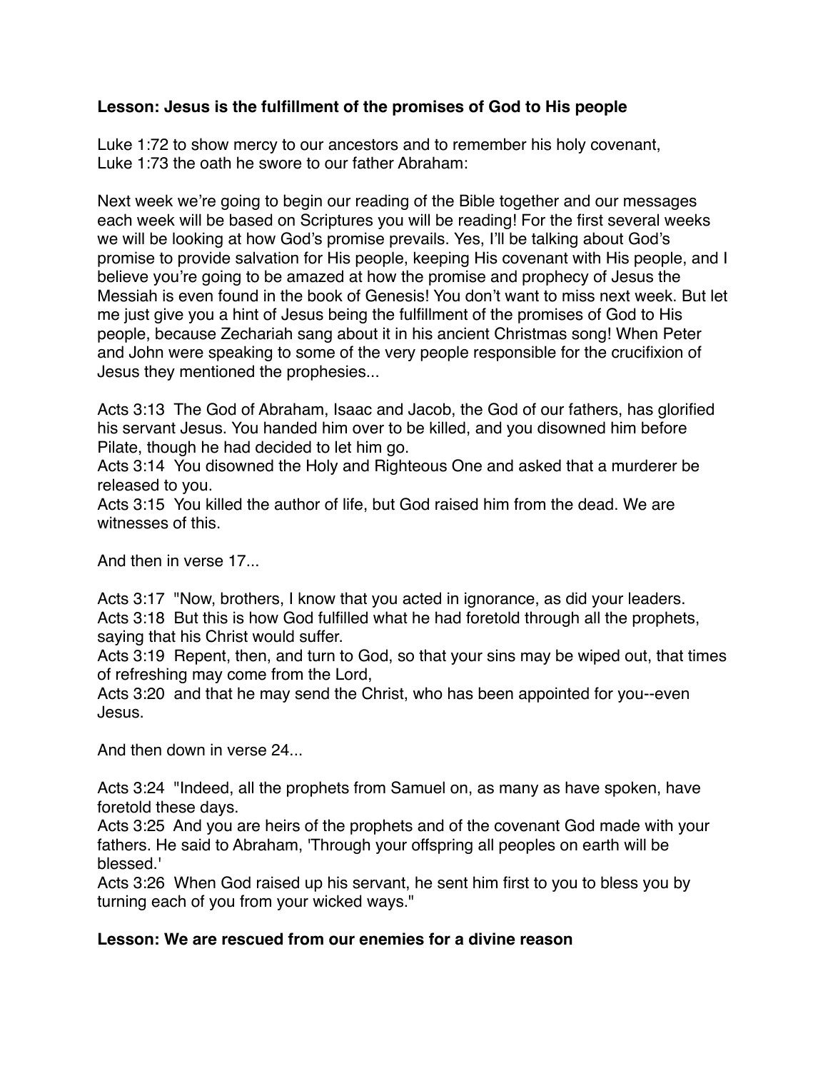**Lesson: Jesus is the fulfillment of the promises of God to His people**

Luke 1:72 to show mercy to our ancestors and to remember his holy covenant,
Luke 1:73 the oath he swore to our father Abraham:

Next week we're going to begin our reading of the Bible together and our messages each week will be based on Scriptures you will be reading! For the first several weeks we will be looking at how God's promise prevails. Yes, I'll be talking about God's promise to provide salvation for His people, keeping His covenant with His people, and I believe you're going to be amazed at how the promise and prophecy of Jesus the Messiah is even found in the book of Genesis! You don't want to miss next week. But let me just give you a hint of Jesus being the fulfillment of the promises of God to His people, because Zechariah sang about it in his ancient Christmas song! When Peter and John were speaking to some of the very people responsible for the crucifixion of Jesus they mentioned the prophesies...

Acts 3:13 The God of Abraham, Isaac and Jacob, the God of our fathers, has glorified his servant Jesus. You handed him over to be killed, and you disowned him before Pilate, though he had decided to let him go.
Acts 3:14 You disowned the Holy and Righteous One and asked that a murderer be released to you.
Acts 3:15 You killed the author of life, but God raised him from the dead. We are witnesses of this.

And then in verse 17...

Acts 3:17 "Now, brothers, I know that you acted in ignorance, as did your leaders.
Acts 3:18 But this is how God fulfilled what he had foretold through all the prophets, saying that his Christ would suffer.
Acts 3:19 Repent, then, and turn to God, so that your sins may be wiped out, that times of refreshing may come from the Lord,
Acts 3:20 and that he may send the Christ, who has been appointed for you--even Jesus.

And then down in verse 24...

Acts 3:24 "Indeed, all the prophets from Samuel on, as many as have spoken, have foretold these days.
Acts 3:25 And you are heirs of the prophets and of the covenant God made with your fathers. He said to Abraham, 'Through your offspring all peoples on earth will be blessed.'
Acts 3:26 When God raised up his servant, he sent him first to you to bless you by turning each of you from your wicked ways."

**Lesson: We are rescued from our enemies for a divine reason**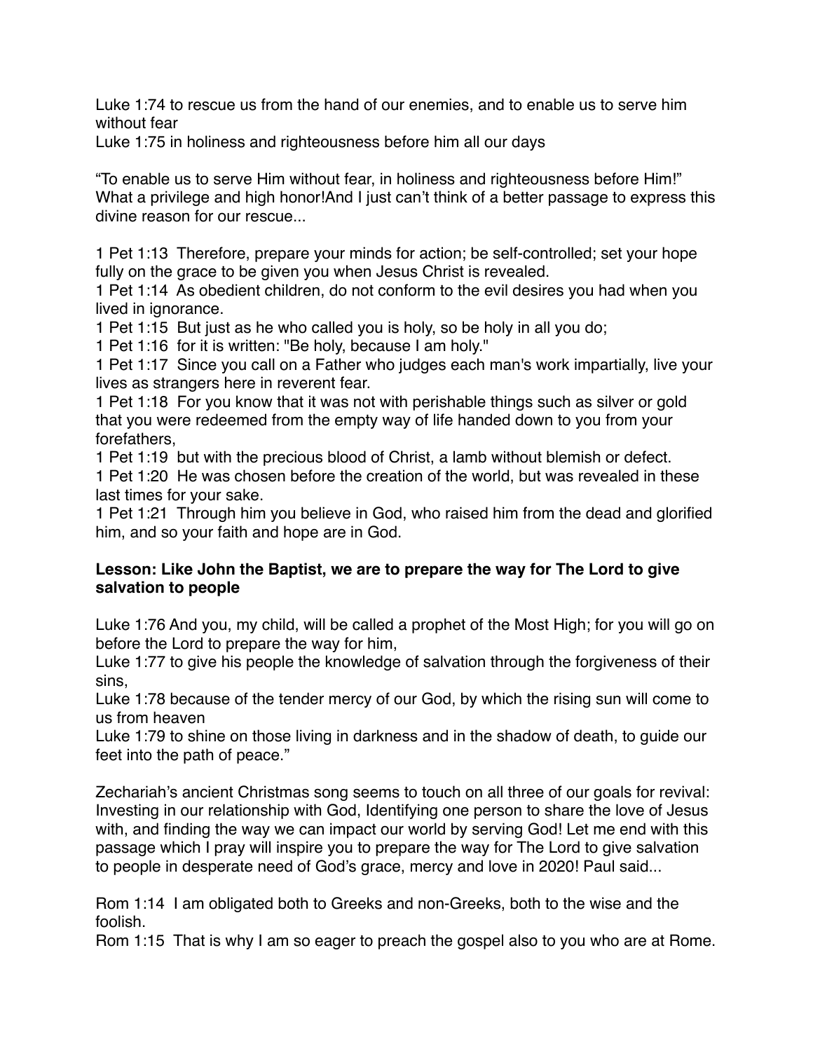Luke 1:74 to rescue us from the hand of our enemies, and to enable us to serve him without fear
Luke 1:75 in holiness and righteousness before him all our days

“To enable us to serve Him without fear, in holiness and righteousness before Him!” What a privilege and high honor!And I just can’t think of a better passage to express this divine reason for our rescue...

1 Pet 1:13 Therefore, prepare your minds for action; be self-controlled; set your hope fully on the grace to be given you when Jesus Christ is revealed.
1 Pet 1:14 As obedient children, do not conform to the evil desires you had when you lived in ignorance.
1 Pet 1:15 But just as he who called you is holy, so be holy in all you do;
1 Pet 1:16 for it is written: "Be holy, because I am holy."
1 Pet 1:17 Since you call on a Father who judges each man's work impartially, live your lives as strangers here in reverent fear.
1 Pet 1:18 For you know that it was not with perishable things such as silver or gold that you were redeemed from the empty way of life handed down to you from your forefathers,
1 Pet 1:19 but with the precious blood of Christ, a lamb without blemish or defect.
1 Pet 1:20 He was chosen before the creation of the world, but was revealed in these last times for your sake.
1 Pet 1:21 Through him you believe in God, who raised him from the dead and glorified him, and so your faith and hope are in God.

**Lesson: Like John the Baptist, we are to prepare the way for The Lord to give salvation to people**

Luke 1:76 And you, my child, will be called a prophet of the Most High; for you will go on before the Lord to prepare the way for him,
Luke 1:77 to give his people the knowledge of salvation through the forgiveness of their sins,
Luke 1:78 because of the tender mercy of our God, by which the rising sun will come to us from heaven
Luke 1:79 to shine on those living in darkness and in the shadow of death, to guide our feet into the path of peace.”

Zechariah’s ancient Christmas song seems to touch on all three of our goals for revival: Investing in our relationship with God, Identifying one person to share the love of Jesus with, and finding the way we can impact our world by serving God! Let me end with this passage which I pray will inspire you to prepare the way for The Lord to give salvation to people in desperate need of God’s grace, mercy and love in 2020! Paul said...

Rom 1:14 I am obligated both to Greeks and non-Greeks, both to the wise and the foolish.
Rom 1:15 That is why I am so eager to preach the gospel also to you who are at Rome.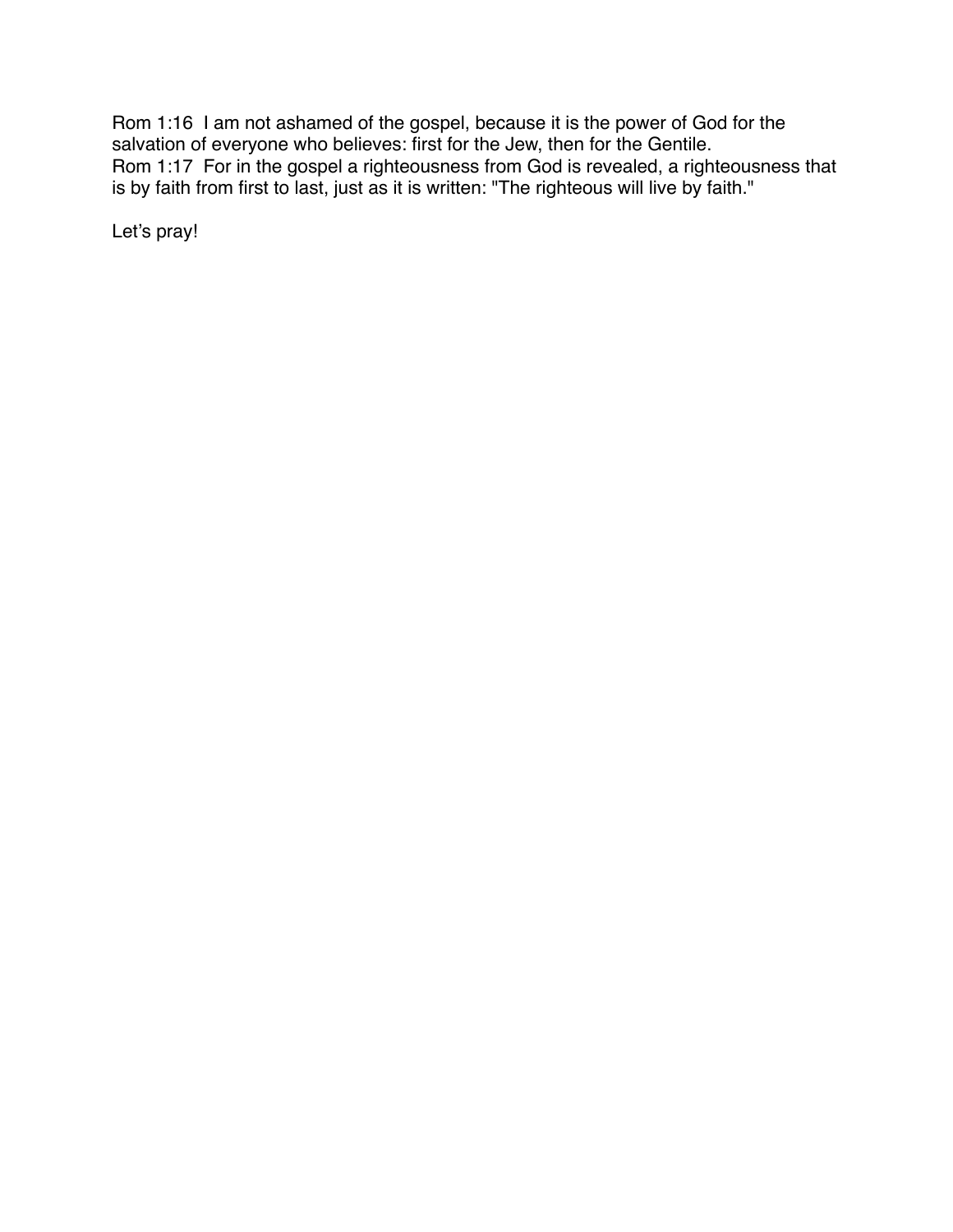Rom 1:16  I am not ashamed of the gospel, because it is the power of God for the salvation of everyone who believes: first for the Jew, then for the Gentile.
Rom 1:17  For in the gospel a righteousness from God is revealed, a righteousness that is by faith from first to last, just as it is written: "The righteous will live by faith."

Let's pray!